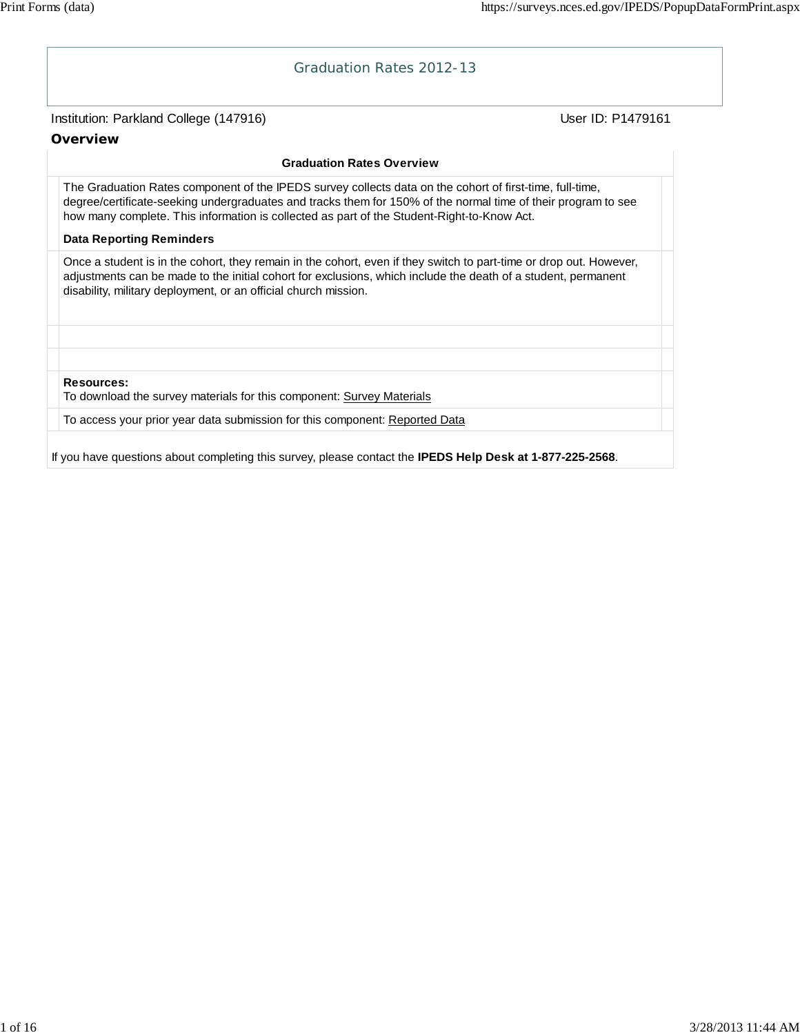# Graduation Rates 2012-13

Institution: Parkland College (147916) User ID: P1479161

## Overview

**Graduation Rates Overview**

The Graduation Rates component of the IPEDS survey collects data on the cohort of first-time, full-time, degree/certificate-seeking undergraduates and tracks them for 150% of the normal time of their program to see how many complete. This information is collected as part of the Student-Right-to-Know Act.

**Data Reporting Reminders**

Once a student is in the cohort, they remain in the cohort, even if they switch to part-time or drop out. However, adjustments can be made to the initial cohort for exclusions, which include the death of a student, permanent disability, military deployment, or an official church mission.

**Resources:**
To download the survey materials for this component: Survey Materials

To access your prior year data submission for this component: Reported Data

If you have questions about completing this survey, please contact the **IPEDS Help Desk at 1-877-225-2568**.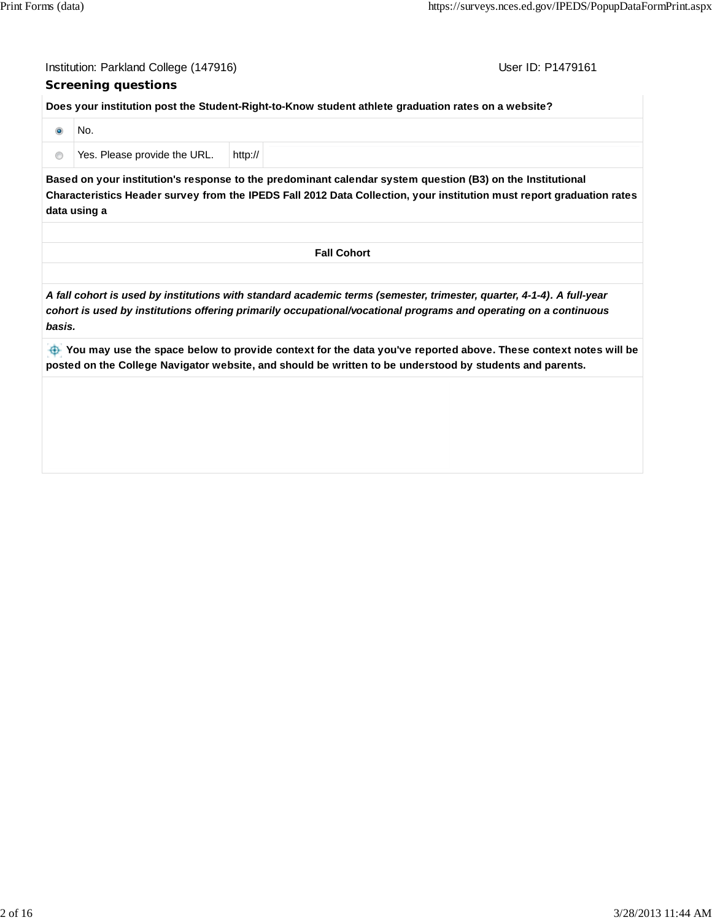Institution: Parkland College (147916) User ID: P1479161

## Screening questions

**Does your institution post the Student-Right-to-Know student athlete graduation rates on a website?**

| | | |
|---|---|---|
| ◉ | No. | |
| ○ | Yes. Please provide the URL. | http:// |

**Based on your institution's response to the predominant calendar system question (B3) on the Institutional Characteristics Header survey from the IPEDS Fall 2012 Data Collection, your institution must report graduation rates data using a**

**Fall Cohort**

***A fall cohort is used by institutions with standard academic terms (semester, trimester, quarter, 4-1-4). A full-year cohort is used by institutions offering primarily occupational/vocational programs and operating on a continuous basis.***

**You may use the space below to provide context for the data you've reported above. These context notes will be posted on the College Navigator website, and should be written to be understood by students and parents.**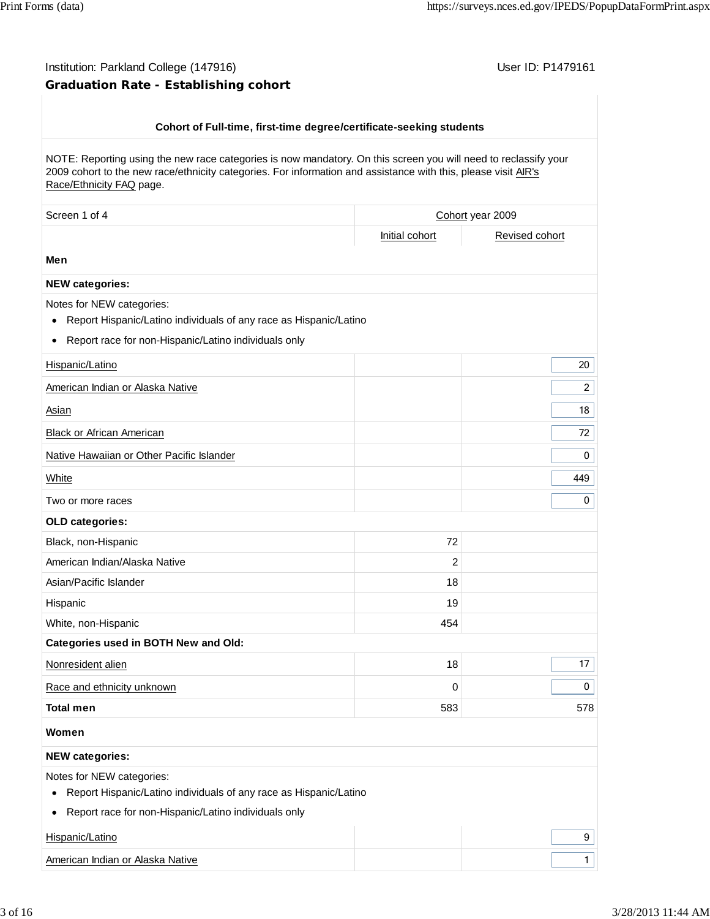Institution: Parkland College (147916) User ID: P1479161

## Graduation Rate - Establishing cohort

**Cohort of Full-time, first-time degree/certificate-seeking students**

NOTE: Reporting using the new race categories is now mandatory. On this screen you will need to reclassify your 2009 cohort to the new race/ethnicity categories. For information and assistance with this, please visit AIR's Race/Ethnicity FAQ page.

| Screen 1 of 4 | Cohort year 2009 | |
|---|---|---|
| | Initial cohort | Revised cohort |
| **Men** | | |
| **NEW categories:** | | |
| Notes for NEW categories:<br>• Report Hispanic/Latino individuals of any race as Hispanic/Latino<br>• Report race for non-Hispanic/Latino individuals only | | |
| Hispanic/Latino | | 20 |
| American Indian or Alaska Native | | 2 |
| Asian | | 18 |
| Black or African American | | 72 |
| Native Hawaiian or Other Pacific Islander | | 0 |
| White | | 449 |
| Two or more races | | 0 |
| **OLD categories:** | | |
| Black, non-Hispanic | 72 | |
| American Indian/Alaska Native | 2 | |
| Asian/Pacific Islander | 18 | |
| Hispanic | 19 | |
| White, non-Hispanic | 454 | |
| **Categories used in BOTH New and Old:** | | |
| Nonresident alien | 18 | 17 |
| Race and ethnicity unknown | 0 | 0 |
| **Total men** | 583 | 578 |
| **Women** | | |
| **NEW categories:** | | |
| Notes for NEW categories:<br>• Report Hispanic/Latino individuals of any race as Hispanic/Latino<br>• Report race for non-Hispanic/Latino individuals only | | |
| Hispanic/Latino | | 9 |
| American Indian or Alaska Native | | 1 |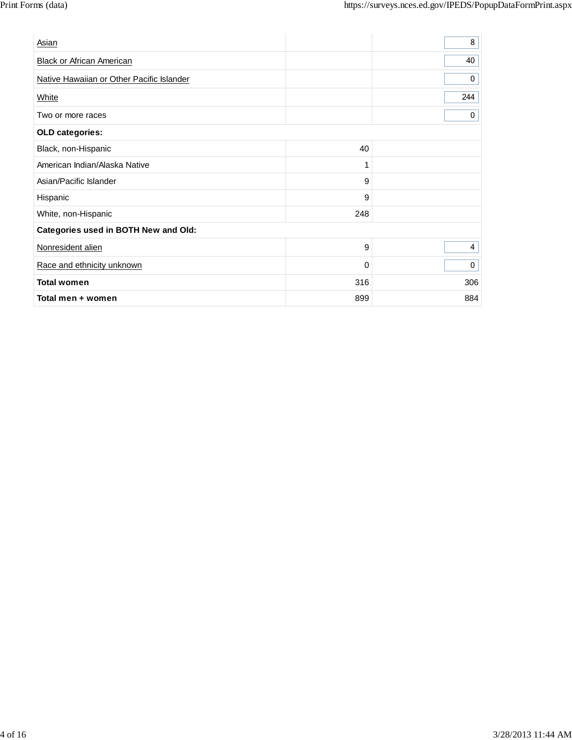| | | |
|---|---|---|
| Asian | | 8 |
| Black or African American | | 40 |
| Native Hawaiian or Other Pacific Islander | | 0 |
| White | | 244 |
| Two or more races | | 0 |
| **OLD categories:** | | |
| Black, non-Hispanic | 40 | |
| American Indian/Alaska Native | 1 | |
| Asian/Pacific Islander | 9 | |
| Hispanic | 9 | |
| White, non-Hispanic | 248 | |
| **Categories used in BOTH New and Old:** | | |
| Nonresident alien | 9 | 4 |
| Race and ethnicity unknown | 0 | 0 |
| **Total women** | 316 | 306 |
| **Total men + women** | 899 | 884 |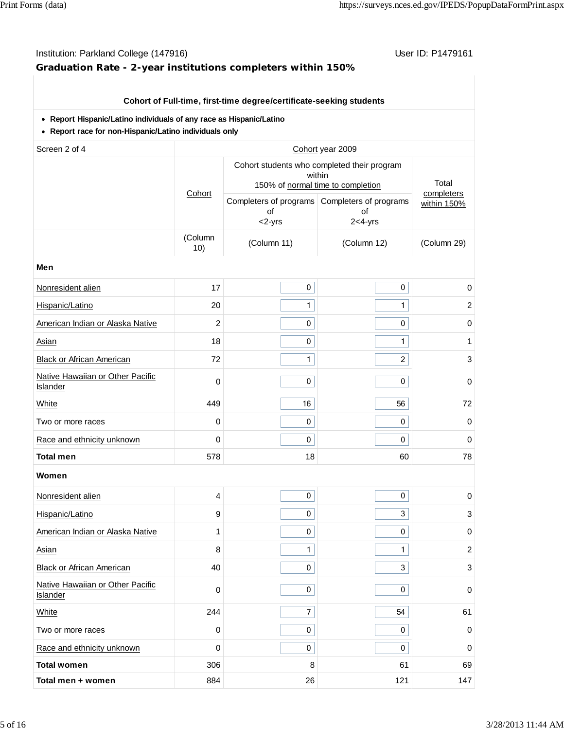Institution: Parkland College (147916)

User ID: P1479161

## Graduation Rate - 2-year institutions completers within 150%

**Cohort of Full-time, first-time degree/certificate-seeking students**

- **Report Hispanic/Latino individuals of any race as Hispanic/Latino**
- **Report race for non-Hispanic/Latino individuals only**

| Screen 2 of 4 | Cohort year 2009 | | | |
|---|---|---|---|---|
| | Cohort | Cohort students who completed their program within 150% of normal time to completion | | Total completers within 150% |
| | | Completers of programs of <2-yrs | Completers of programs of 2<4-yrs | |
| | (Column 10) | (Column 11) | (Column 12) | (Column 29) |
| **Men** | | | | |
| Nonresident alien | 17 | 0 | 0 | 0 |
| Hispanic/Latino | 20 | 1 | 1 | 2 |
| American Indian or Alaska Native | 2 | 0 | 0 | 0 |
| Asian | 18 | 0 | 1 | 1 |
| Black or African American | 72 | 1 | 2 | 3 |
| Native Hawaiian or Other Pacific Islander | 0 | 0 | 0 | 0 |
| White | 449 | 16 | 56 | 72 |
| Two or more races | 0 | 0 | 0 | 0 |
| Race and ethnicity unknown | 0 | 0 | 0 | 0 |
| **Total men** | 578 | 18 | 60 | 78 |
| **Women** | | | | |
| Nonresident alien | 4 | 0 | 0 | 0 |
| Hispanic/Latino | 9 | 0 | 3 | 3 |
| American Indian or Alaska Native | 1 | 0 | 0 | 0 |
| Asian | 8 | 1 | 1 | 2 |
| Black or African American | 40 | 0 | 3 | 3 |
| Native Hawaiian or Other Pacific Islander | 0 | 0 | 0 | 0 |
| White | 244 | 7 | 54 | 61 |
| Two or more races | 0 | 0 | 0 | 0 |
| Race and ethnicity unknown | 0 | 0 | 0 | 0 |
| **Total women** | 306 | 8 | 61 | 69 |
| **Total men + women** | 884 | 26 | 121 | 147 |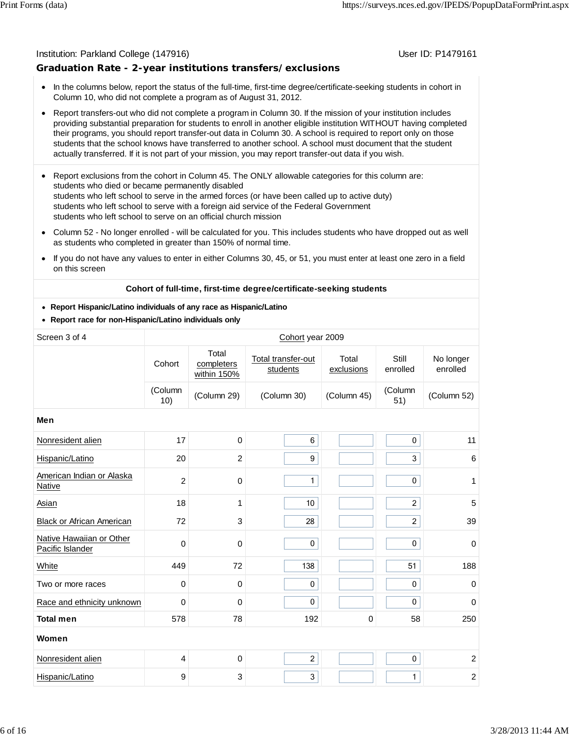Institution: Parkland College (147916) User ID: P1479161

## Graduation Rate - 2-year institutions transfers/exclusions

- In the columns below, report the status of the full-time, first-time degree/certificate-seeking students in cohort in Column 10, who did not complete a program as of August 31, 2012.
- Report transfers-out who did not complete a program in Column 30. If the mission of your institution includes providing substantial preparation for students to enroll in another eligible institution WITHOUT having completed their programs, you should report transfer-out data in Column 30. A school is required to report only on those students that the school knows have transferred to another school. A school must document that the student actually transferred. If it is not part of your mission, you may report transfer-out data if you wish.

- Report exclusions from the cohort in Column 45. The ONLY allowable categories for this column are:
  students who died or became permanently disabled
  students who left school to serve in the armed forces (or have been called up to active duty)
  students who left school to serve with a foreign aid service of the Federal Government
  students who left school to serve on an official church mission
- Column 52 - No longer enrolled - will be calculated for you. This includes students who have dropped out as well as students who completed in greater than 150% of normal time.
- If you do not have any values to enter in either Columns 30, 45, or 51, you must enter at least one zero in a field on this screen

**Cohort of full-time, first-time degree/certificate-seeking students**

- **Report Hispanic/Latino individuals of any race as Hispanic/Latino**
- **Report race for non-Hispanic/Latino individuals only**

| Screen 3 of 4 | Cohort year 2009 | | | | | |
|---|---|---|---|---|---|---|
| | Cohort | Total completers within 150% | Total transfer-out students | Total exclusions | Still enrolled | No longer enrolled |
| | (Column 10) | (Column 29) | (Column 30) | (Column 45) | (Column 51) | (Column 52) |
| **Men** | | | | | | |
| Nonresident alien | 17 | 0 | 6 | | 0 | 11 |
| Hispanic/Latino | 20 | 2 | 9 | | 3 | 6 |
| American Indian or Alaska Native | 2 | 0 | 1 | | 0 | 1 |
| Asian | 18 | 1 | 10 | | 2 | 5 |
| Black or African American | 72 | 3 | 28 | | 2 | 39 |
| Native Hawaiian or Other Pacific Islander | 0 | 0 | 0 | | 0 | 0 |
| White | 449 | 72 | 138 | | 51 | 188 |
| Two or more races | 0 | 0 | 0 | | 0 | 0 |
| Race and ethnicity unknown | 0 | 0 | 0 | | 0 | 0 |
| **Total men** | 578 | 78 | 192 | 0 | 58 | 250 |
| **Women** | | | | | | |
| Nonresident alien | 4 | 0 | 2 | | 0 | 2 |
| Hispanic/Latino | 9 | 3 | 3 | | 1 | 2 |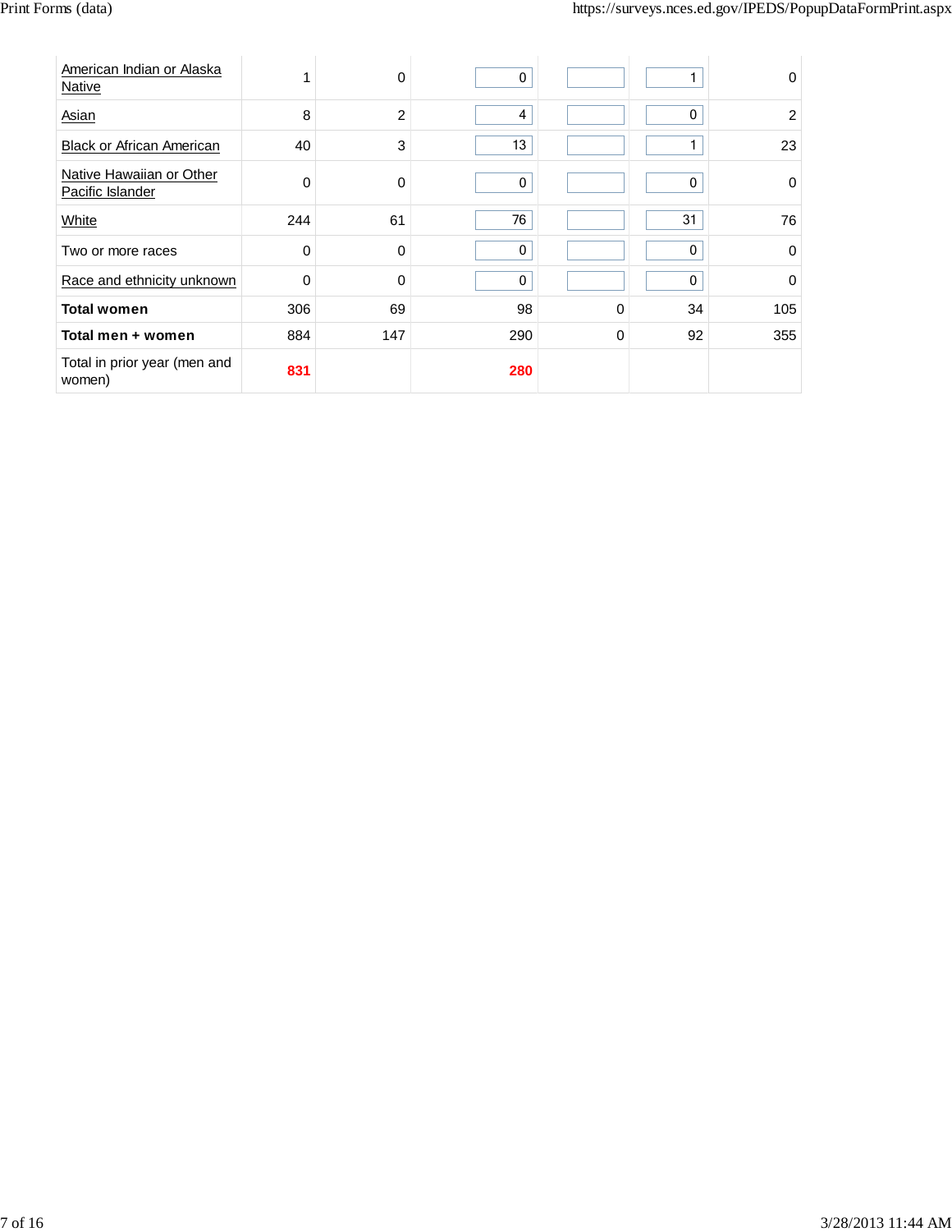| | | | | | | |
|---|---|---|---|---|---|---|
| American Indian or Alaska Native | 1 | 0 | 0 | | 1 | 0 |
| Asian | 8 | 2 | 4 | | 0 | 2 |
| Black or African American | 40 | 3 | 13 | | 1 | 23 |
| Native Hawaiian or Other Pacific Islander | 0 | 0 | 0 | | 0 | 0 |
| White | 244 | 61 | 76 | | 31 | 76 |
| Two or more races | 0 | 0 | 0 | | 0 | 0 |
| Race and ethnicity unknown | 0 | 0 | 0 | | 0 | 0 |
| **Total women** | 306 | 69 | 98 | 0 | 34 | 105 |
| **Total men + women** | 884 | 147 | 290 | 0 | 92 | 355 |
| Total in prior year (men and women) | **831** | | **280** | | | |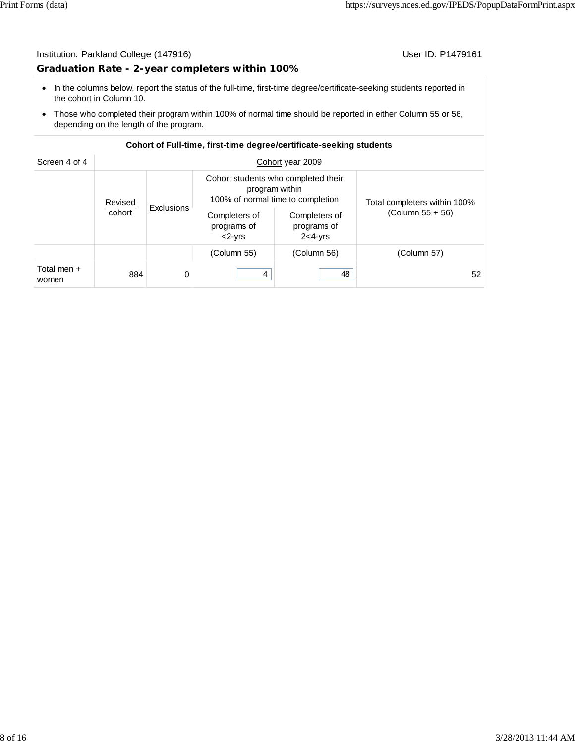Institution: Parkland College (147916)    User ID: P1479161

## Graduation Rate - 2-year completers within 100%

- In the columns below, report the status of the full-time, first-time degree/certificate-seeking students reported in the cohort in Column 10.
- Those who completed their program within 100% of normal time should be reported in either Column 55 or 56, depending on the length of the program.

| Cohort of Full-time, first-time degree/certificate-seeking students | | | | | |
|---|---|---|---|---|---|
| Screen 4 of 4 | Cohort year 2009 | | | | |
| | Revised cohort | Exclusions | Cohort students who completed their program within 100% of normal time to completion | | Total completers within 100% (Column 55 + 56) |
| | | | Completers of programs of <2-yrs | Completers of programs of 2<4-yrs | |
| | | | (Column 55) | (Column 56) | (Column 57) |
| Total men + women | 884 | 0 | 4 | 48 | 52 |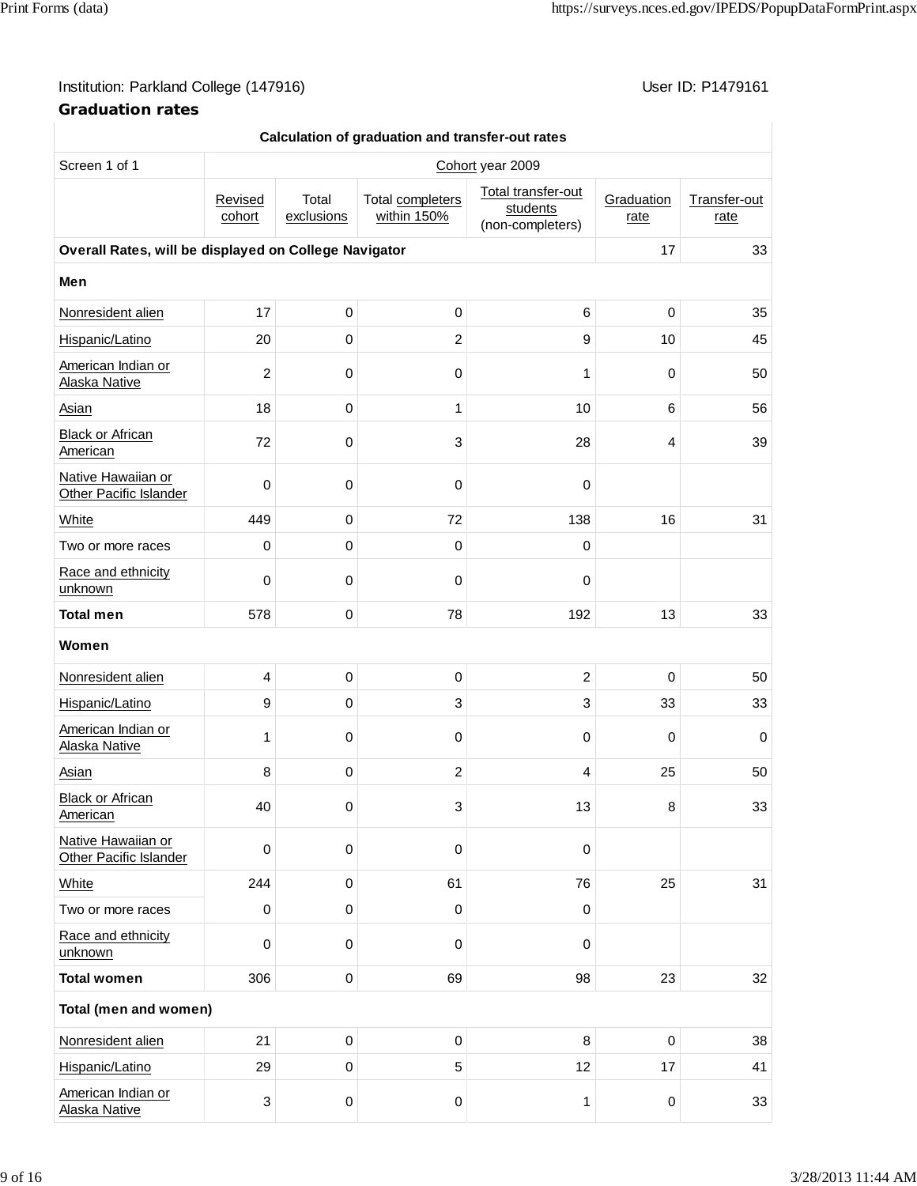Institution: Parkland College (147916)

User ID: P1479161

## Graduation rates

| Calculation of graduation and transfer-out rates | | | | | | |
|---|---|---|---|---|---|---|
| Screen 1 of 1 | Cohort year 2009 | | | | | |
| | Revised cohort | Total exclusions | Total completers within 150% | Total transfer-out students (non-completers) | Graduation rate | Transfer-out rate |
| **Overall Rates, will be displayed on College Navigator** | | | | | 17 | 33 |
| **Men** | | | | | | |
| Nonresident alien | 17 | 0 | 0 | 6 | 0 | 35 |
| Hispanic/Latino | 20 | 0 | 2 | 9 | 10 | 45 |
| American Indian or Alaska Native | 2 | 0 | 0 | 1 | 0 | 50 |
| Asian | 18 | 0 | 1 | 10 | 6 | 56 |
| Black or African American | 72 | 0 | 3 | 28 | 4 | 39 |
| Native Hawaiian or Other Pacific Islander | 0 | 0 | 0 | 0 | | |
| White | 449 | 0 | 72 | 138 | 16 | 31 |
| Two or more races | 0 | 0 | 0 | 0 | | |
| Race and ethnicity unknown | 0 | 0 | 0 | 0 | | |
| **Total men** | 578 | 0 | 78 | 192 | 13 | 33 |
| **Women** | | | | | | |
| Nonresident alien | 4 | 0 | 0 | 2 | 0 | 50 |
| Hispanic/Latino | 9 | 0 | 3 | 3 | 33 | 33 |
| American Indian or Alaska Native | 1 | 0 | 0 | 0 | 0 | 0 |
| Asian | 8 | 0 | 2 | 4 | 25 | 50 |
| Black or African American | 40 | 0 | 3 | 13 | 8 | 33 |
| Native Hawaiian or Other Pacific Islander | 0 | 0 | 0 | 0 | | |
| White | 244 | 0 | 61 | 76 | 25 | 31 |
| Two or more races | 0 | 0 | 0 | 0 | | |
| Race and ethnicity unknown | 0 | 0 | 0 | 0 | | |
| **Total women** | 306 | 0 | 69 | 98 | 23 | 32 |
| **Total (men and women)** | | | | | | |
| Nonresident alien | 21 | 0 | 0 | 8 | 0 | 38 |
| Hispanic/Latino | 29 | 0 | 5 | 12 | 17 | 41 |
| American Indian or Alaska Native | 3 | 0 | 0 | 1 | 0 | 33 |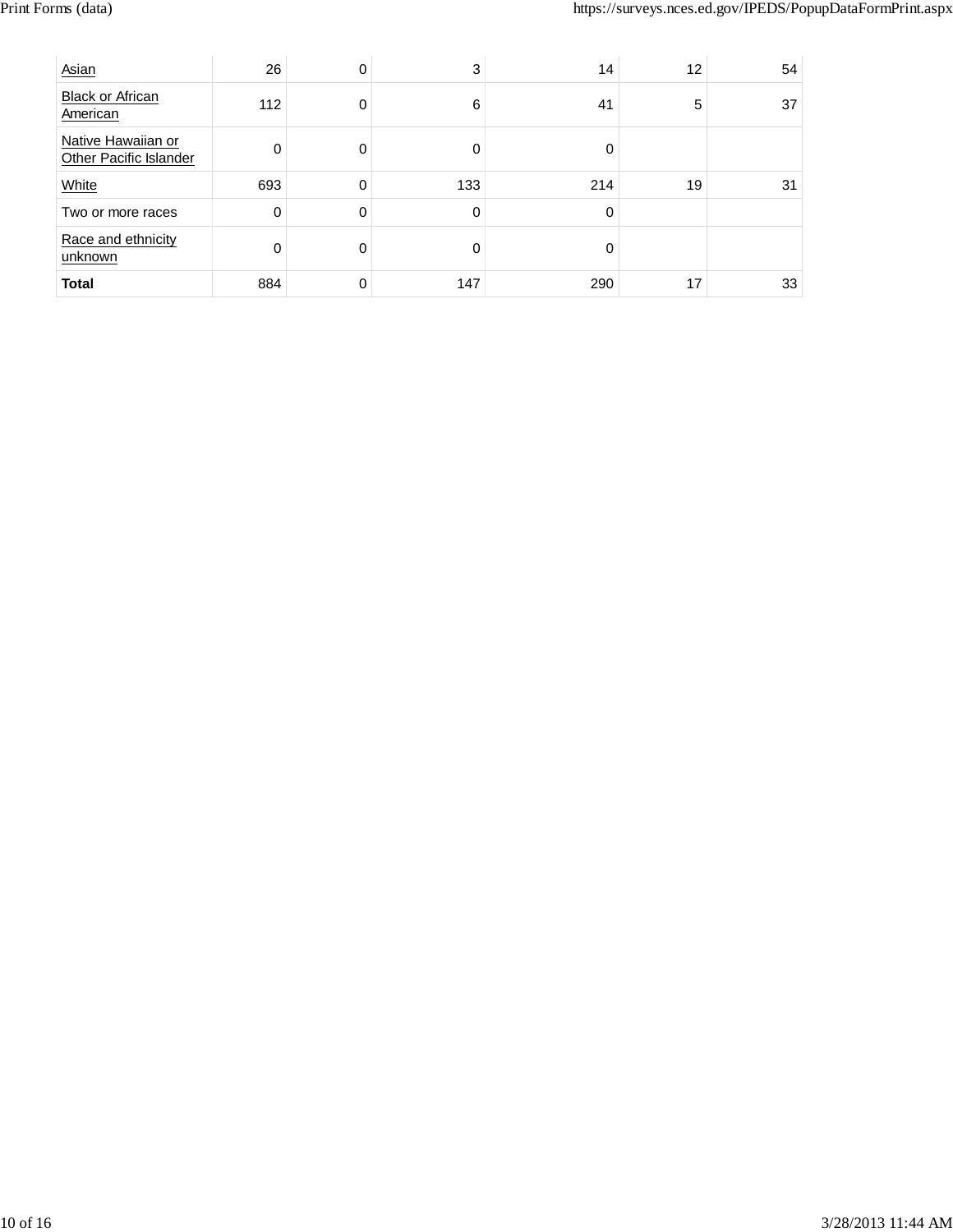| | | | | | | |
|---|---|---|---|---|---|---|
| Asian | 26 | 0 | 3 | 14 | 12 | 54 |
| Black or African American | 112 | 0 | 6 | 41 | 5 | 37 |
| Native Hawaiian or Other Pacific Islander | 0 | 0 | 0 | 0 | | |
| White | 693 | 0 | 133 | 214 | 19 | 31 |
| Two or more races | 0 | 0 | 0 | 0 | | |
| Race and ethnicity unknown | 0 | 0 | 0 | 0 | | |
| **Total** | 884 | 0 | 147 | 290 | 17 | 33 |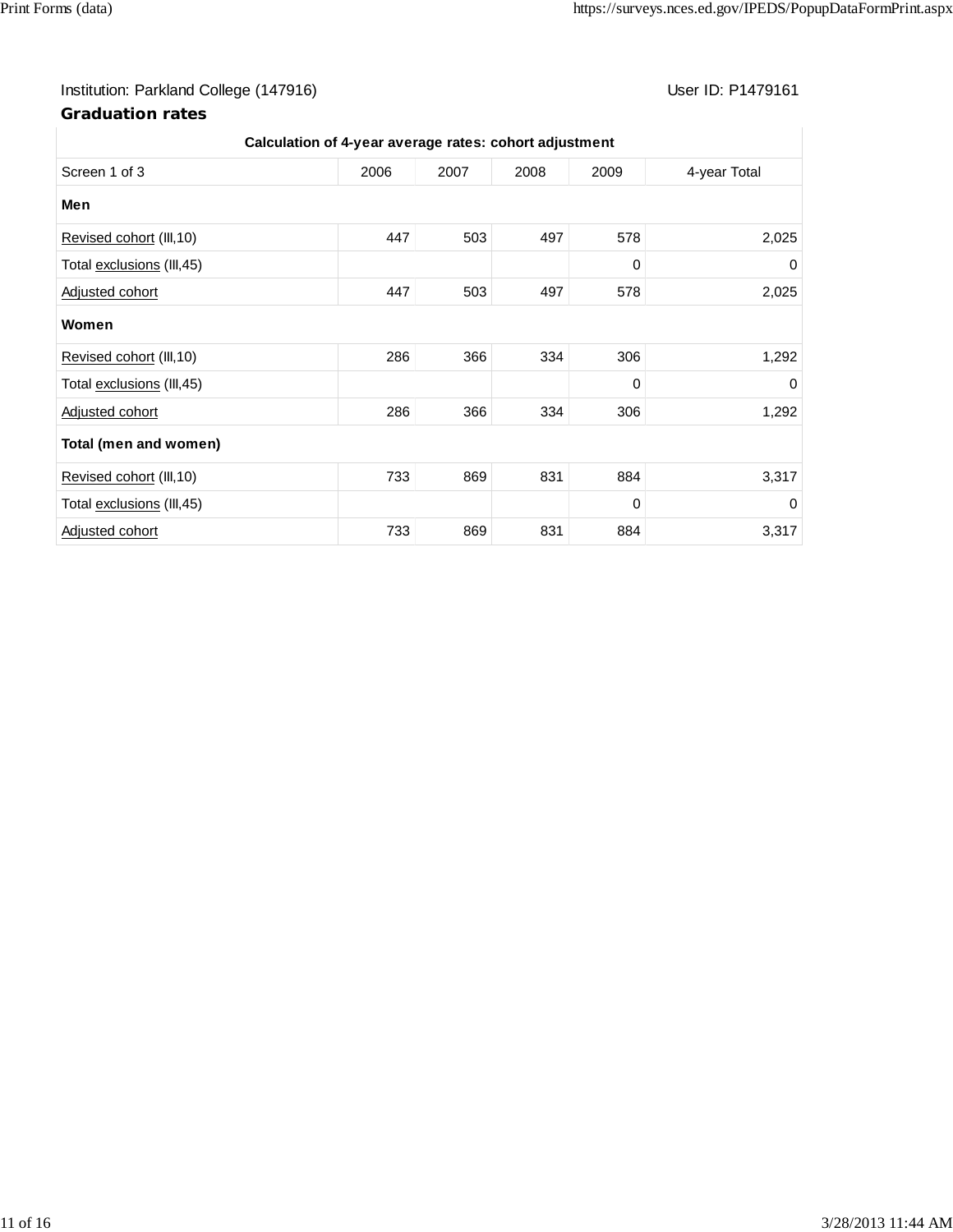Institution: Parkland College (147916)

User ID: P1479161

## Graduation rates

| Calculation of 4-year average rates: cohort adjustment | | | | | |
|---|---|---|---|---|---|
| Screen 1 of 3 | 2006 | 2007 | 2008 | 2009 | 4-year Total |
| **Men** | | | | | |
| Revised cohort (III,10) | 447 | 503 | 497 | 578 | 2,025 |
| Total exclusions (III,45) | | | | 0 | 0 |
| Adjusted cohort | 447 | 503 | 497 | 578 | 2,025 |
| **Women** | | | | | |
| Revised cohort (III,10) | 286 | 366 | 334 | 306 | 1,292 |
| Total exclusions (III,45) | | | | 0 | 0 |
| Adjusted cohort | 286 | 366 | 334 | 306 | 1,292 |
| **Total (men and women)** | | | | | |
| Revised cohort (III,10) | 733 | 869 | 831 | 884 | 3,317 |
| Total exclusions (III,45) | | | | 0 | 0 |
| Adjusted cohort | 733 | 869 | 831 | 884 | 3,317 |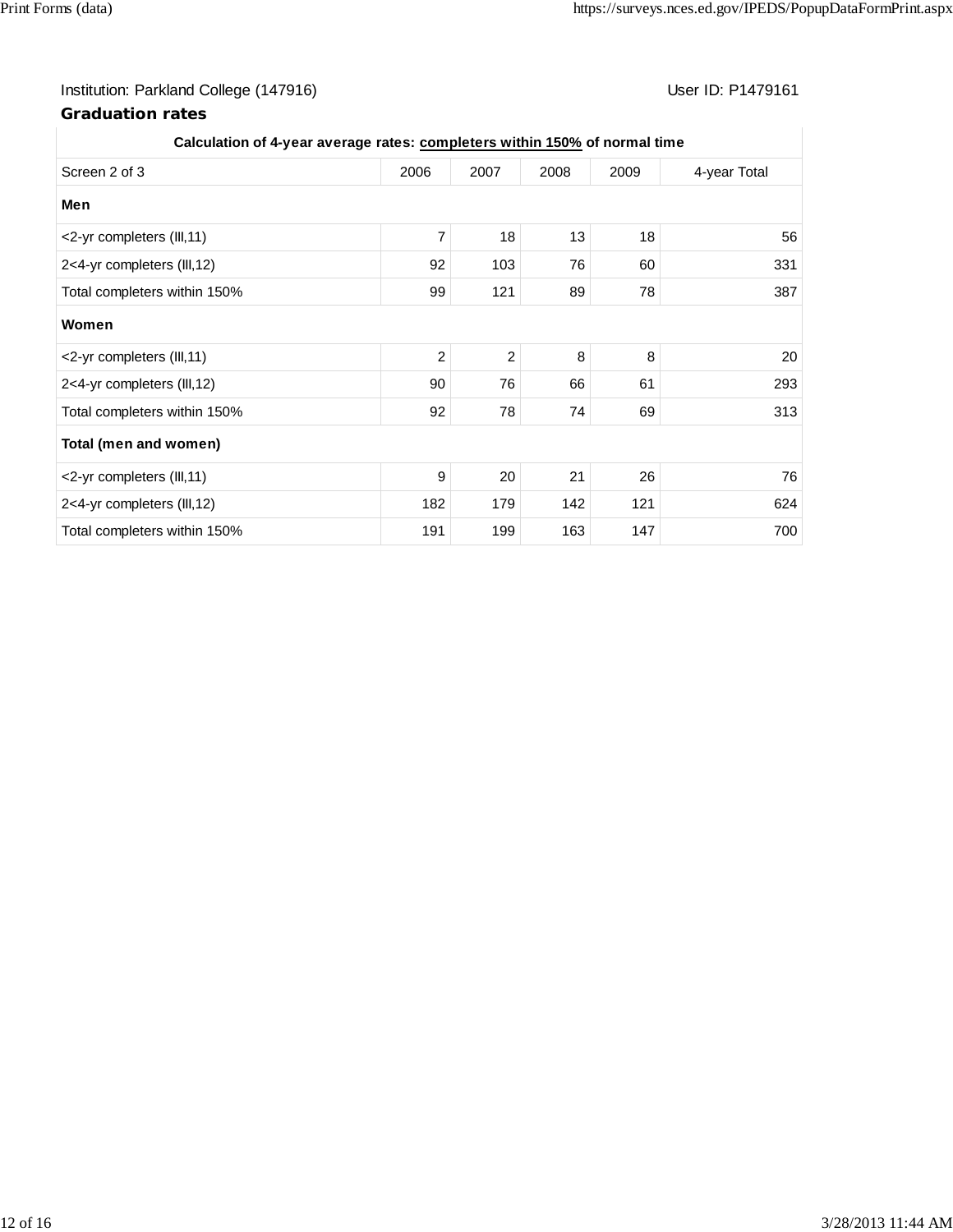Institution: Parkland College (147916) User ID: P1479161

## Graduation rates

| Calculation of 4-year average rates: completers within 150% of normal time | | | | | |
|---|---|---|---|---|---|
| Screen 2 of 3 | 2006 | 2007 | 2008 | 2009 | 4-year Total |
| **Men** | | | | | |
| <2-yr completers (III,11) | 7 | 18 | 13 | 18 | 56 |
| 2<4-yr completers (III,12) | 92 | 103 | 76 | 60 | 331 |
| Total completers within 150% | 99 | 121 | 89 | 78 | 387 |
| **Women** | | | | | |
| <2-yr completers (III,11) | 2 | 2 | 8 | 8 | 20 |
| 2<4-yr completers (III,12) | 90 | 76 | 66 | 61 | 293 |
| Total completers within 150% | 92 | 78 | 74 | 69 | 313 |
| **Total (men and women)** | | | | | |
| <2-yr completers (III,11) | 9 | 20 | 21 | 26 | 76 |
| 2<4-yr completers (III,12) | 182 | 179 | 142 | 121 | 624 |
| Total completers within 150% | 191 | 199 | 163 | 147 | 700 |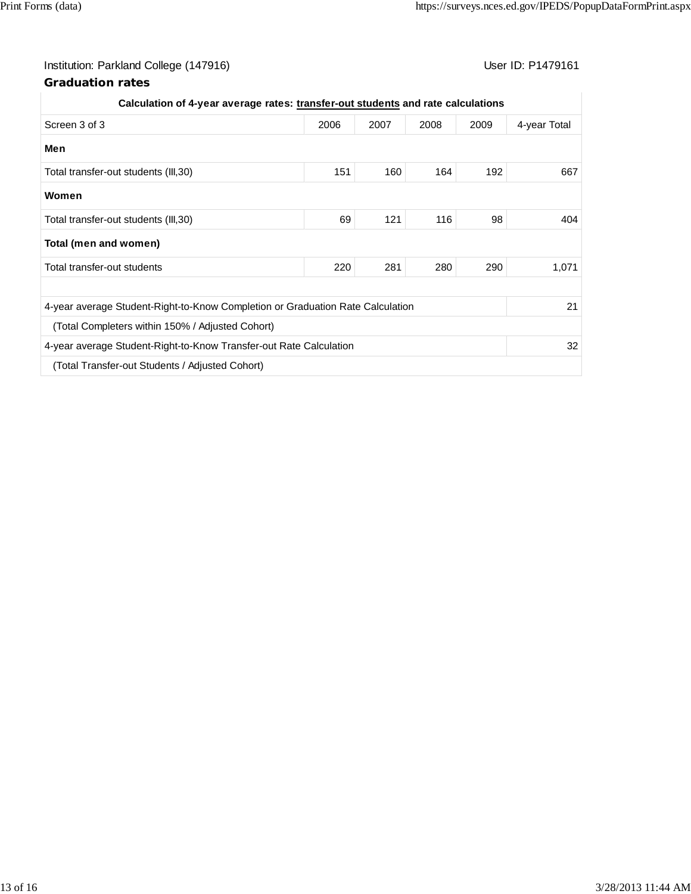Institution: Parkland College (147916) User ID: P1479161

## Graduation rates

| Calculation of 4-year average rates: transfer-out students and rate calculations | | | | | |
|---|---|---|---|---|---|
| Screen 3 of 3 | 2006 | 2007 | 2008 | 2009 | 4-year Total |
| **Men** | | | | | |
| Total transfer-out students (III,30) | 151 | 160 | 164 | 192 | 667 |
| **Women** | | | | | |
| Total transfer-out students (III,30) | 69 | 121 | 116 | 98 | 404 |
| **Total (men and women)** | | | | | |
| Total transfer-out students | 220 | 281 | 280 | 290 | 1,071 |
| | | | | | |
| 4-year average Student-Right-to-Know Completion or Graduation Rate Calculation | | | | | 21 |
| (Total Completers within 150% / Adjusted Cohort) | | | | | |
| 4-year average Student-Right-to-Know Transfer-out Rate Calculation | | | | | 32 |
| (Total Transfer-out Students / Adjusted Cohort) | | | | | |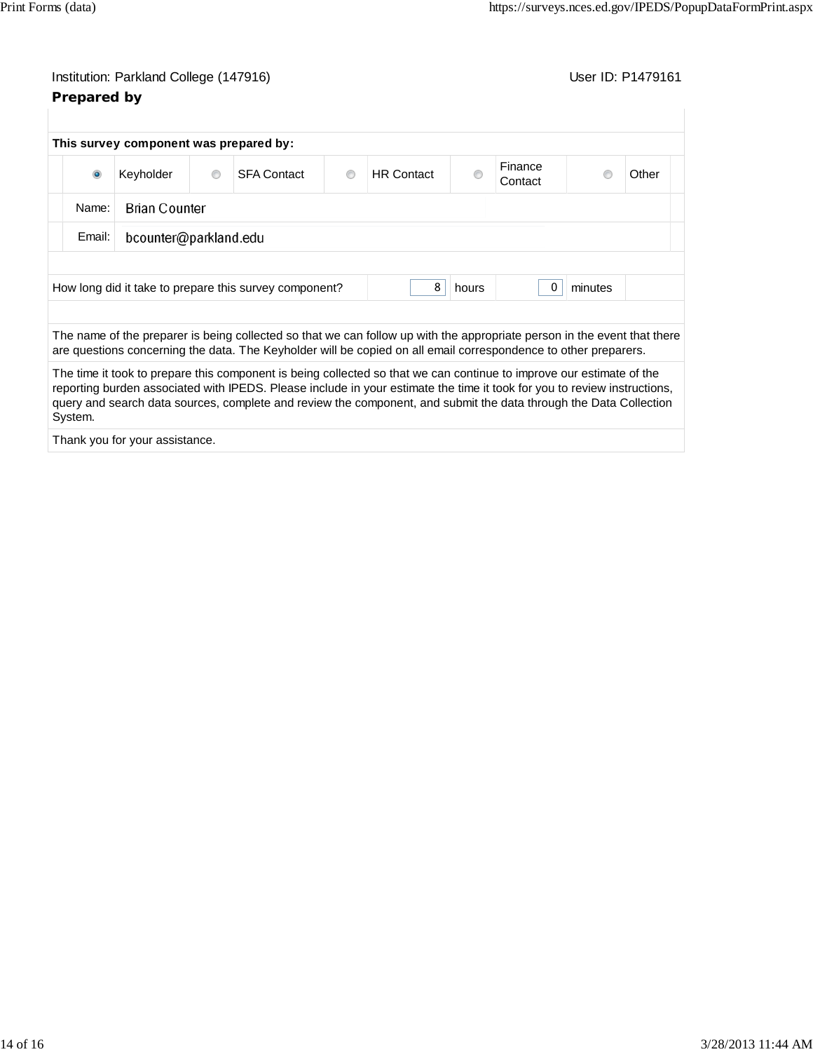Institution: Parkland College (147916) User ID: P1479161

## Prepared by

**This survey component was prepared by:**

| | | | | |
|---|---|---|---|---|
| (●) Keyholder | ( ) SFA Contact | ( ) HR Contact | ( ) Finance Contact | ( ) Other |

Name: Brian Counter

Email: bcounter@parkland.edu

How long did it take to prepare this survey component? 8 hours 0 minutes

The name of the preparer is being collected so that we can follow up with the appropriate person in the event that there are questions concerning the data. The Keyholder will be copied on all email correspondence to other preparers.

The time it took to prepare this component is being collected so that we can continue to improve our estimate of the reporting burden associated with IPEDS. Please include in your estimate the time it took for you to review instructions, query and search data sources, complete and review the component, and submit the data through the Data Collection System.

Thank you for your assistance.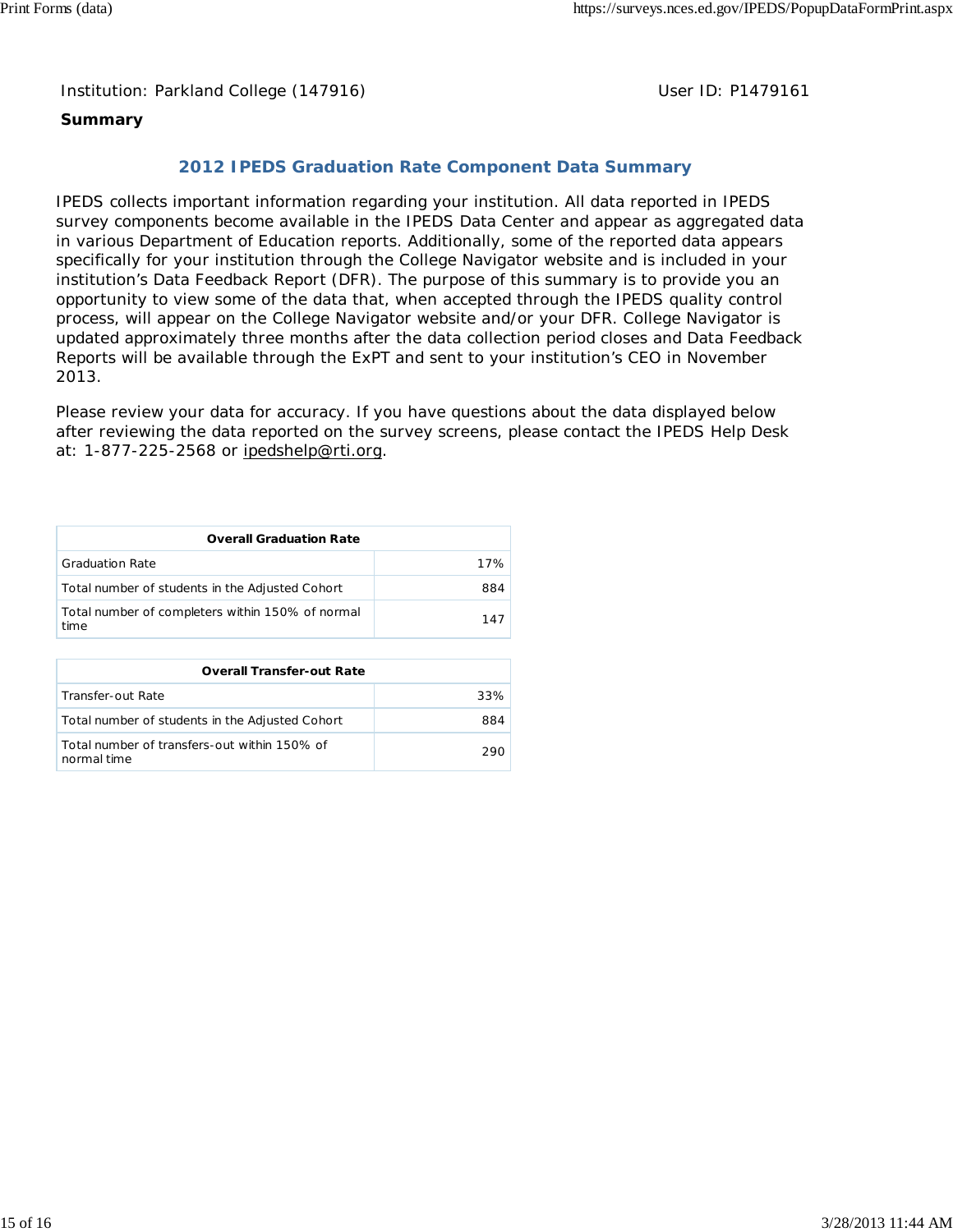Institution: Parkland College (147916) User ID: P1479161

**Summary**

## 2012 IPEDS Graduation Rate Component Data Summary

IPEDS collects important information regarding your institution. All data reported in IPEDS survey components become available in the IPEDS Data Center and appear as aggregated data in various Department of Education reports. Additionally, some of the reported data appears specifically for your institution through the College Navigator website and is included in your institution's Data Feedback Report (DFR). The purpose of this summary is to provide you an opportunity to view some of the data that, when accepted through the IPEDS quality control process, will appear on the College Navigator website and/or your DFR. College Navigator is updated approximately three months after the data collection period closes and Data Feedback Reports will be available through the ExPT and sent to your institution's CEO in November 2013.

Please review your data for accuracy. If you have questions about the data displayed below after reviewing the data reported on the survey screens, please contact the IPEDS Help Desk at: 1-877-225-2568 or ipedshelp@rti.org.

| Overall Graduation Rate | |
|---|---|
| Graduation Rate | 17% |
| Total number of students in the Adjusted Cohort | 884 |
| Total number of completers within 150% of normal time | 147 |

| Overall Transfer-out Rate | |
|---|---|
| Transfer-out Rate | 33% |
| Total number of students in the Adjusted Cohort | 884 |
| Total number of transfers-out within 150% of normal time | 290 |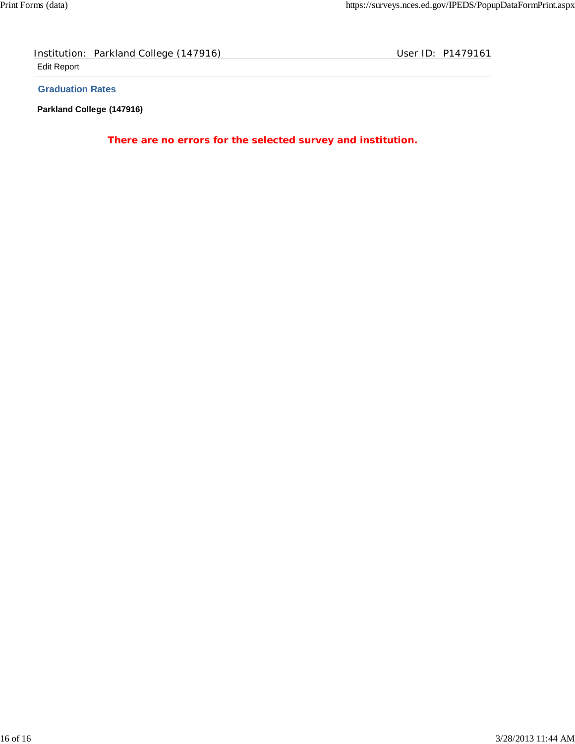Institution: Parkland College (147916) User ID: P1479161

Edit Report

## Graduation Rates

**Parkland College (147916)**

**There are no errors for the selected survey and institution.**